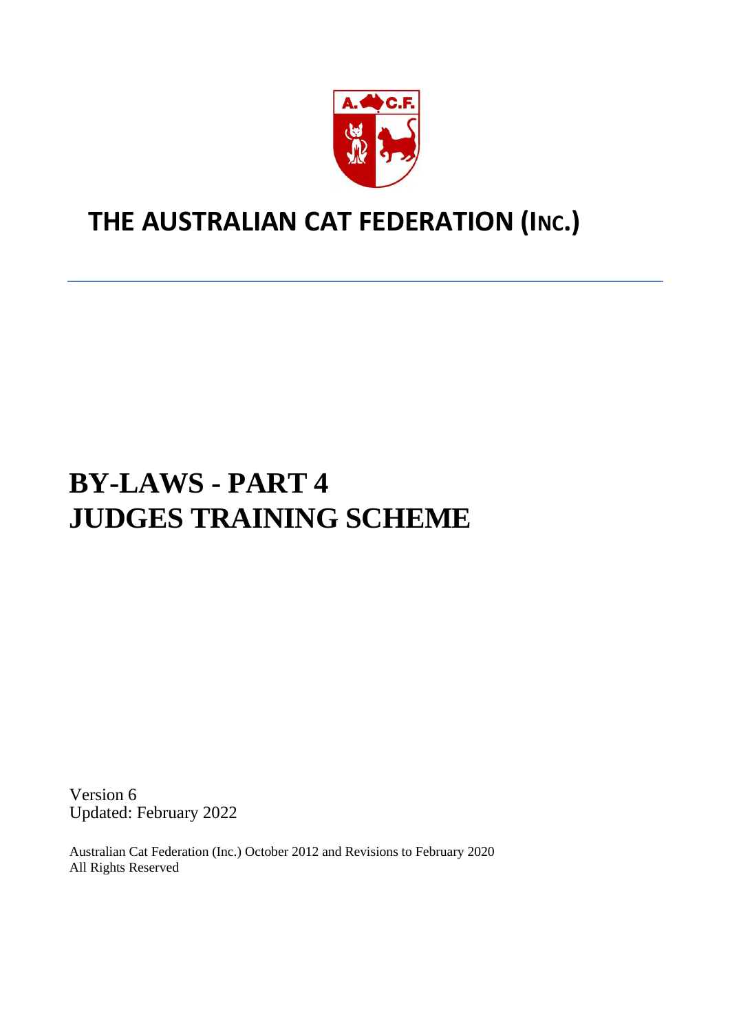# THE AUSTRALIAN CAT FEDERATION (INC.)

# BY-LAWS - PART 4
# JUDGES TRAINING SCHEME

Version 6
Updated: February 2022

Australian Cat Federation (Inc.) October 2012 and Revisions to February 2020
All Rights Reserved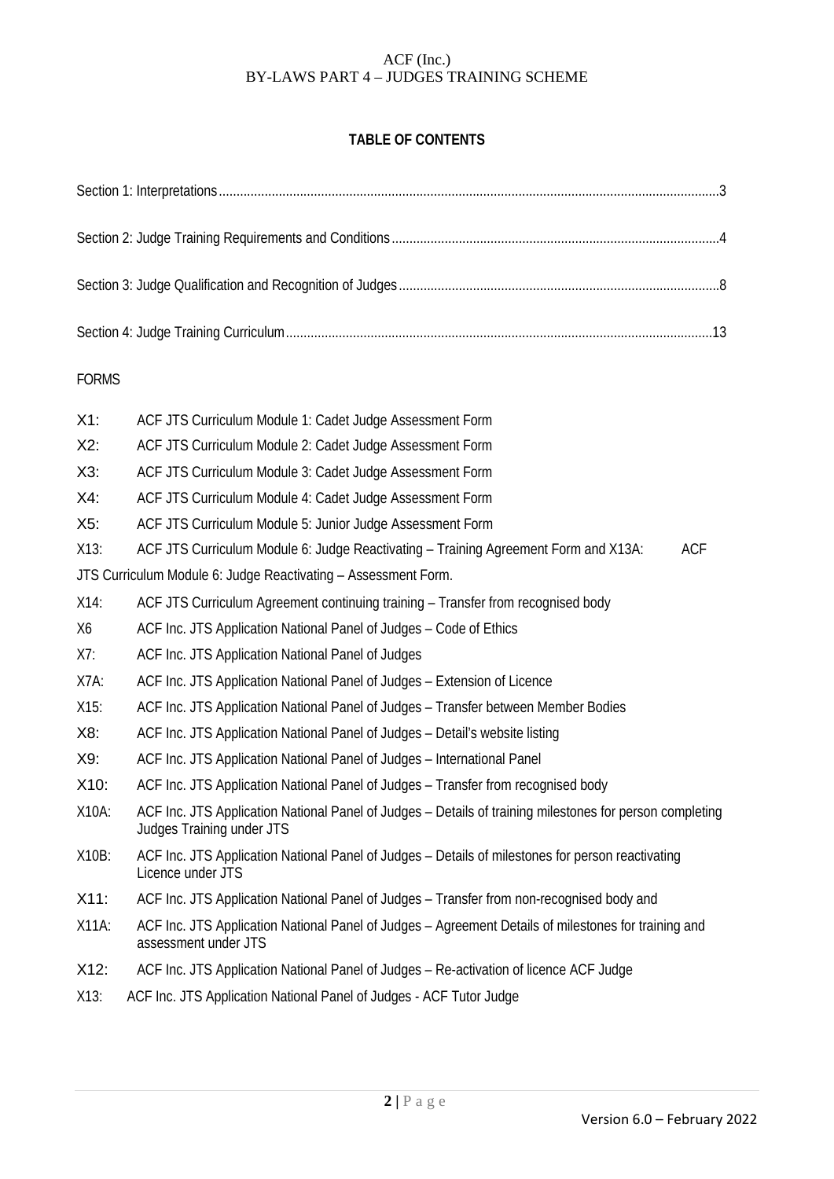**TABLE OF CONTENTS**

Section 1: Interpretations ........................................................................................................................................3

Section 2: Judge Training Requirements and Conditions ........................................................................................4

Section 3: Judge Qualification and Recognition of Judges ......................................................................................8

Section 4: Judge Training Curriculum ...................................................................................................................13

FORMS

X1: ACF JTS Curriculum Module 1: Cadet Judge Assessment Form

X2: ACF JTS Curriculum Module 2: Cadet Judge Assessment Form

X3: ACF JTS Curriculum Module 3: Cadet Judge Assessment Form

X4: ACF JTS Curriculum Module 4: Cadet Judge Assessment Form

X5: ACF JTS Curriculum Module 5: Junior Judge Assessment Form

X13: ACF JTS Curriculum Module 6: Judge Reactivating – Training Agreement Form and X13A: ACF JTS Curriculum Module 6: Judge Reactivating – Assessment Form.

X14: ACF JTS Curriculum Agreement continuing training – Transfer from recognised body

X6 ACF Inc. JTS Application National Panel of Judges – Code of Ethics

X7: ACF Inc. JTS Application National Panel of Judges

X7A: ACF Inc. JTS Application National Panel of Judges – Extension of Licence

X15: ACF Inc. JTS Application National Panel of Judges – Transfer between Member Bodies

X8: ACF Inc. JTS Application National Panel of Judges – Detail's website listing

X9: ACF Inc. JTS Application National Panel of Judges – International Panel

X10: ACF Inc. JTS Application National Panel of Judges – Transfer from recognised body

X10A: ACF Inc. JTS Application National Panel of Judges – Details of training milestones for person completing Judges Training under JTS

X10B: ACF Inc. JTS Application National Panel of Judges – Details of milestones for person reactivating Licence under JTS

X11: ACF Inc. JTS Application National Panel of Judges – Transfer from non-recognised body and

X11A: ACF Inc. JTS Application National Panel of Judges – Agreement Details of milestones for training and assessment under JTS

X12: ACF Inc. JTS Application National Panel of Judges – Re-activation of licence ACF Judge

X13: ACF Inc. JTS Application National Panel of Judges - ACF Tutor Judge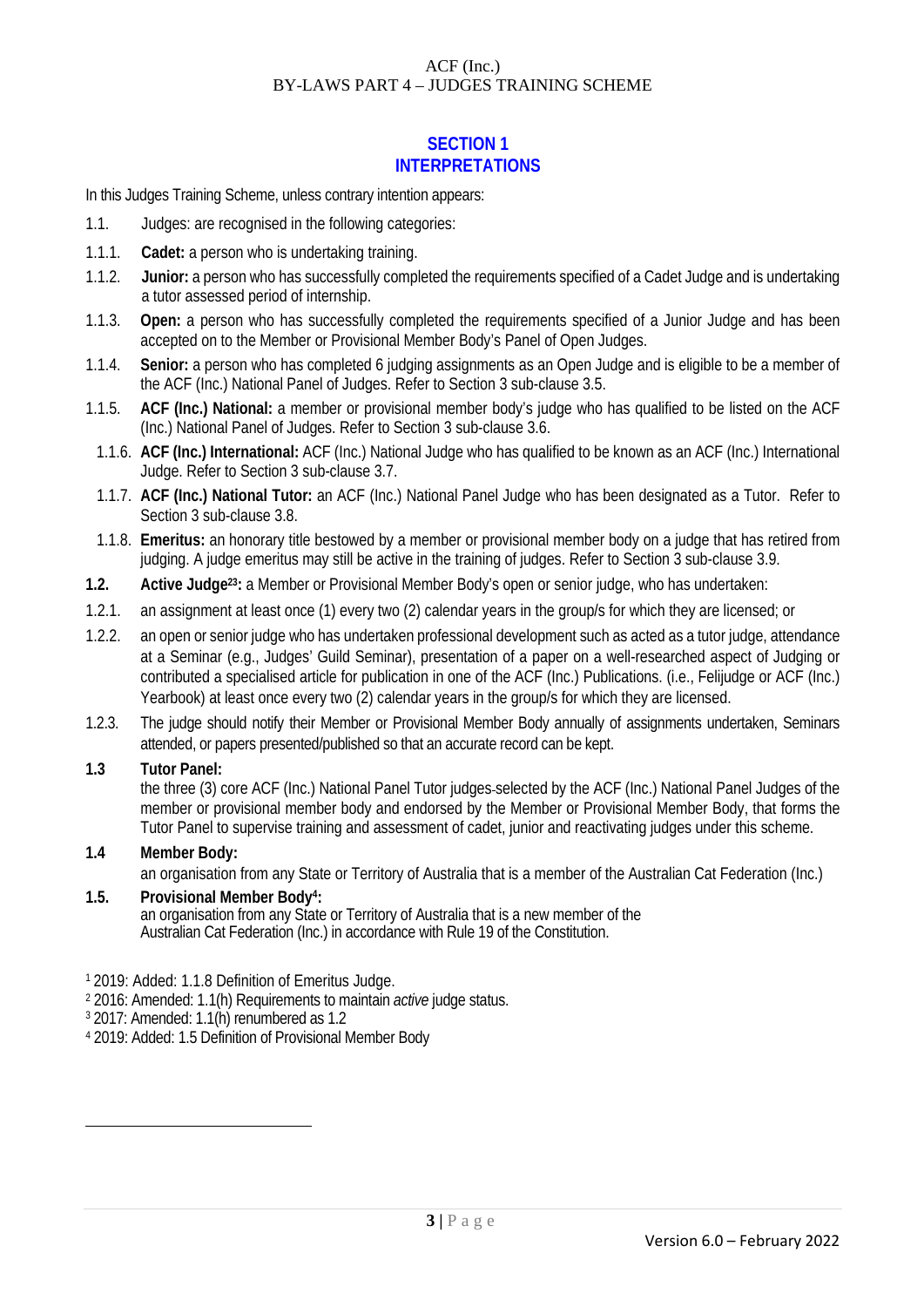## SECTION 1
## INTERPRETATIONS

In this Judges Training Scheme, unless contrary intention appears:

1.1. Judges: are recognised in the following categories:

1.1.1. **Cadet:** a person who is undertaking training.

1.1.2. **Junior:** a person who has successfully completed the requirements specified of a Cadet Judge and is undertaking a tutor assessed period of internship.

1.1.3. **Open:** a person who has successfully completed the requirements specified of a Junior Judge and has been accepted on to the Member or Provisional Member Body's Panel of Open Judges.

1.1.4. **Senior:** a person who has completed 6 judging assignments as an Open Judge and is eligible to be a member of the ACF (Inc.) National Panel of Judges. Refer to Section 3 sub-clause 3.5.

1.1.5. **ACF (Inc.) National:** a member or provisional member body's judge who has qualified to be listed on the ACF (Inc.) National Panel of Judges. Refer to Section 3 sub-clause 3.6.

1.1.6. **ACF (Inc.) International:** ACF (Inc.) National Judge who has qualified to be known as an ACF (Inc.) International Judge. Refer to Section 3 sub-clause 3.7.

1.1.7. **ACF (Inc.) National Tutor:** an ACF (Inc.) National Panel Judge who has been designated as a Tutor. Refer to Section 3 sub-clause 3.8.

1.1.8. **Emeritus:** an honorary title bestowed by a member or provisional member body on a judge that has retired from judging. A judge emeritus may still be active in the training of judges. Refer to Section 3 sub-clause 3.9.

**1.2. Active Judge[2][3]:** a Member or Provisional Member Body's open or senior judge, who has undertaken:

1.2.1. an assignment at least once (1) every two (2) calendar years in the group/s for which they are licensed; or

1.2.2. an open or senior judge who has undertaken professional development such as acted as a tutor judge, attendance at a Seminar (e.g., Judges' Guild Seminar), presentation of a paper on a well-researched aspect of Judging or contributed a specialised article for publication in one of the ACF (Inc.) Publications. (i.e., Felijudge or ACF (Inc.) Yearbook) at least once every two (2) calendar years in the group/s for which they are licensed.

1.2.3. The judge should notify their Member or Provisional Member Body annually of assignments undertaken, Seminars attended, or papers presented/published so that an accurate record can be kept.

**1.3 Tutor Panel:**

the three (3) core ACF (Inc.) National Panel Tutor judges selected by the ACF (Inc.) National Panel Judges of the member or provisional member body and endorsed by the Member or Provisional Member Body, that forms the Tutor Panel to supervise training and assessment of cadet, junior and reactivating judges under this scheme.

**1.4 Member Body:**

an organisation from any State or Territory of Australia that is a member of the Australian Cat Federation (Inc.)

**1.5. Provisional Member Body[4]:**

an organisation from any State or Territory of Australia that is a new member of the Australian Cat Federation (Inc.) in accordance with Rule 19 of the Constitution.

[1] 2019: Added: 1.1.8 Definition of Emeritus Judge.

[2] 2016: Amended: 1.1(h) Requirements to maintain *active* judge status.

[3] 2017: Amended: 1.1(h) renumbered as 1.2

[4] 2019: Added: 1.5 Definition of Provisional Member Body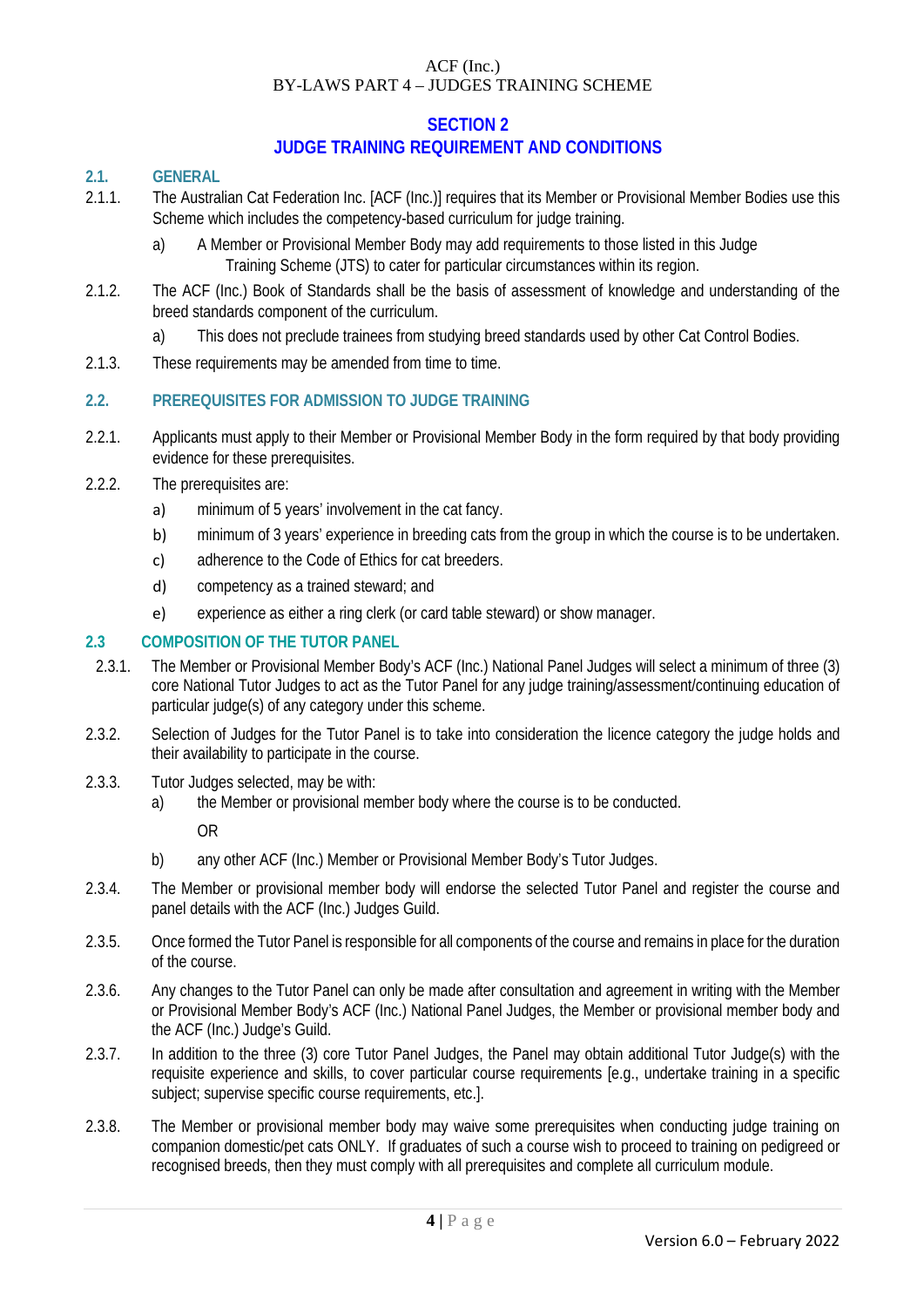## SECTION 2
## JUDGE TRAINING REQUIREMENT AND CONDITIONS

### 2.1. GENERAL

2.1.1. The Australian Cat Federation Inc. [ACF (Inc.)] requires that its Member or Provisional Member Bodies use this Scheme which includes the competency-based curriculum for judge training.

a) A Member or Provisional Member Body may add requirements to those listed in this Judge Training Scheme (JTS) to cater for particular circumstances within its region.

2.1.2. The ACF (Inc.) Book of Standards shall be the basis of assessment of knowledge and understanding of the breed standards component of the curriculum.

a) This does not preclude trainees from studying breed standards used by other Cat Control Bodies.

2.1.3. These requirements may be amended from time to time.

### 2.2. PREREQUISITES FOR ADMISSION TO JUDGE TRAINING

2.2.1. Applicants must apply to their Member or Provisional Member Body in the form required by that body providing evidence for these prerequisites.

2.2.2. The prerequisites are:

a) minimum of 5 years' involvement in the cat fancy.

b) minimum of 3 years' experience in breeding cats from the group in which the course is to be undertaken.

c) adherence to the Code of Ethics for cat breeders.

d) competency as a trained steward; and

e) experience as either a ring clerk (or card table steward) or show manager.

### 2.3 COMPOSITION OF THE TUTOR PANEL

2.3.1. The Member or Provisional Member Body's ACF (Inc.) National Panel Judges will select a minimum of three (3) core National Tutor Judges to act as the Tutor Panel for any judge training/assessment/continuing education of particular judge(s) of any category under this scheme.

2.3.2. Selection of Judges for the Tutor Panel is to take into consideration the licence category the judge holds and their availability to participate in the course.

2.3.3. Tutor Judges selected, may be with:

a) the Member or provisional member body where the course is to be conducted.

OR

b) any other ACF (Inc.) Member or Provisional Member Body's Tutor Judges.

2.3.4. The Member or provisional member body will endorse the selected Tutor Panel and register the course and panel details with the ACF (Inc.) Judges Guild.

2.3.5. Once formed the Tutor Panel is responsible for all components of the course and remains in place for the duration of the course.

2.3.6. Any changes to the Tutor Panel can only be made after consultation and agreement in writing with the Member or Provisional Member Body's ACF (Inc.) National Panel Judges, the Member or provisional member body and the ACF (Inc.) Judge's Guild.

2.3.7. In addition to the three (3) core Tutor Panel Judges, the Panel may obtain additional Tutor Judge(s) with the requisite experience and skills, to cover particular course requirements [e.g., undertake training in a specific subject; supervise specific course requirements, etc.].

2.3.8. The Member or provisional member body may waive some prerequisites when conducting judge training on companion domestic/pet cats ONLY. If graduates of such a course wish to proceed to training on pedigreed or recognised breeds, then they must comply with all prerequisites and complete all curriculum module.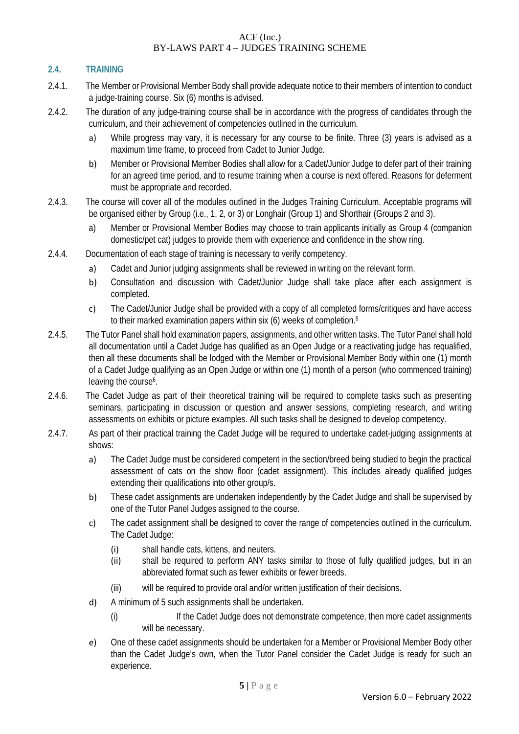## 2.4. TRAINING

2.4.1. The Member or Provisional Member Body shall provide adequate notice to their members of intention to conduct a judge-training course. Six (6) months is advised.

2.4.2. The duration of any judge-training course shall be in accordance with the progress of candidates through the curriculum, and their achievement of competencies outlined in the curriculum.

a) While progress may vary, it is necessary for any course to be finite. Three (3) years is advised as a maximum time frame, to proceed from Cadet to Junior Judge.

b) Member or Provisional Member Bodies shall allow for a Cadet/Junior Judge to defer part of their training for an agreed time period, and to resume training when a course is next offered. Reasons for deferment must be appropriate and recorded.

2.4.3. The course will cover all of the modules outlined in the Judges Training Curriculum. Acceptable programs will be organised either by Group (i.e., 1, 2, or 3) or Longhair (Group 1) and Shorthair (Groups 2 and 3).

a) Member or Provisional Member Bodies may choose to train applicants initially as Group 4 (companion domestic/pet cat) judges to provide them with experience and confidence in the show ring.

2.4.4. Documentation of each stage of training is necessary to verify competency.

a) Cadet and Junior judging assignments shall be reviewed in writing on the relevant form.

b) Consultation and discussion with Cadet/Junior Judge shall take place after each assignment is completed.

c) The Cadet/Junior Judge shall be provided with a copy of all completed forms/critiques and have access to their marked examination papers within six (6) weeks of completion.[5]

2.4.5. The Tutor Panel shall hold examination papers, assignments, and other written tasks. The Tutor Panel shall hold all documentation until a Cadet Judge has qualified as an Open Judge or a reactivating judge has requalified, then all these documents shall be lodged with the Member or Provisional Member Body within one (1) month of a Cadet Judge qualifying as an Open Judge or within one (1) month of a person (who commenced training) leaving the course[6].

2.4.6. The Cadet Judge as part of their theoretical training will be required to complete tasks such as presenting seminars, participating in discussion or question and answer sessions, completing research, and writing assessments on exhibits or picture examples. All such tasks shall be designed to develop competency.

2.4.7. As part of their practical training the Cadet Judge will be required to undertake cadet-judging assignments at shows:

a) The Cadet Judge must be considered competent in the section/breed being studied to begin the practical assessment of cats on the show floor (cadet assignment). This includes already qualified judges extending their qualifications into other group/s.

b) These cadet assignments are undertaken independently by the Cadet Judge and shall be supervised by one of the Tutor Panel Judges assigned to the course.

c) The cadet assignment shall be designed to cover the range of competencies outlined in the curriculum. The Cadet Judge:

(i) shall handle cats, kittens, and neuters.

(ii) shall be required to perform ANY tasks similar to those of fully qualified judges, but in an abbreviated format such as fewer exhibits or fewer breeds.

(iii) will be required to provide oral and/or written justification of their decisions.

d) A minimum of 5 such assignments shall be undertaken.

(i) If the Cadet Judge does not demonstrate competence, then more cadet assignments will be necessary.

e) One of these cadet assignments should be undertaken for a Member or Provisional Member Body other than the Cadet Judge's own, when the Tutor Panel consider the Cadet Judge is ready for such an experience.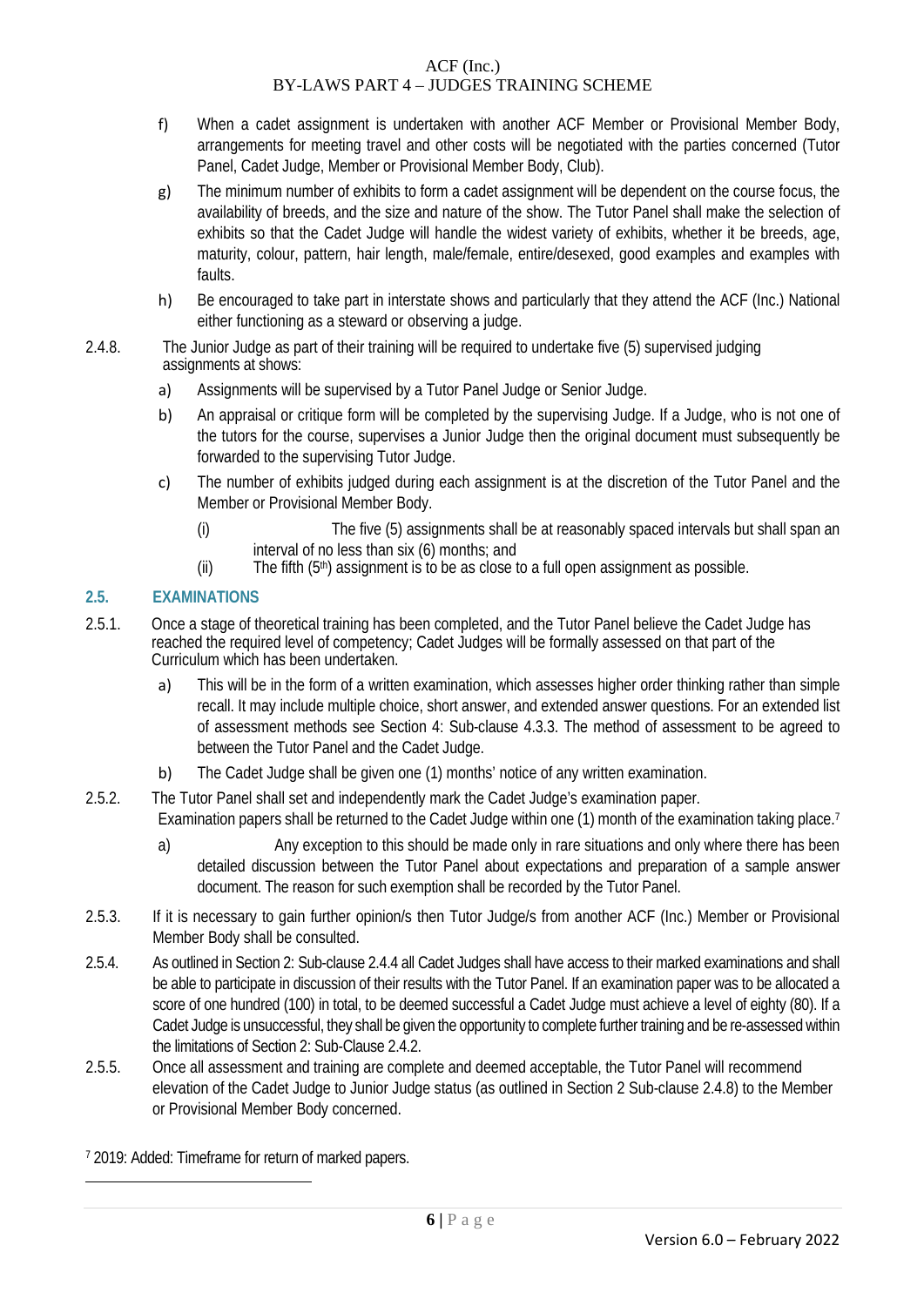f) When a cadet assignment is undertaken with another ACF Member or Provisional Member Body, arrangements for meeting travel and other costs will be negotiated with the parties concerned (Tutor Panel, Cadet Judge, Member or Provisional Member Body, Club).

g) The minimum number of exhibits to form a cadet assignment will be dependent on the course focus, the availability of breeds, and the size and nature of the show. The Tutor Panel shall make the selection of exhibits so that the Cadet Judge will handle the widest variety of exhibits, whether it be breeds, age, maturity, colour, pattern, hair length, male/female, entire/desexed, good examples and examples with faults.

h) Be encouraged to take part in interstate shows and particularly that they attend the ACF (Inc.) National either functioning as a steward or observing a judge.

2.4.8. The Junior Judge as part of their training will be required to undertake five (5) supervised judging assignments at shows:

a) Assignments will be supervised by a Tutor Panel Judge or Senior Judge.

b) An appraisal or critique form will be completed by the supervising Judge. If a Judge, who is not one of the tutors for the course, supervises a Junior Judge then the original document must subsequently be forwarded to the supervising Tutor Judge.

c) The number of exhibits judged during each assignment is at the discretion of the Tutor Panel and the Member or Provisional Member Body.

(i) The five (5) assignments shall be at reasonably spaced intervals but shall span an interval of no less than six (6) months; and

(ii) The fifth (5th) assignment is to be as close to a full open assignment as possible.

## 2.5. EXAMINATIONS

2.5.1. Once a stage of theoretical training has been completed, and the Tutor Panel believe the Cadet Judge has reached the required level of competency; Cadet Judges will be formally assessed on that part of the Curriculum which has been undertaken.

a) This will be in the form of a written examination, which assesses higher order thinking rather than simple recall. It may include multiple choice, short answer, and extended answer questions. For an extended list of assessment methods see Section 4: Sub-clause 4.3.3. The method of assessment to be agreed to between the Tutor Panel and the Cadet Judge.

b) The Cadet Judge shall be given one (1) months' notice of any written examination.

2.5.2. The Tutor Panel shall set and independently mark the Cadet Judge's examination paper. Examination papers shall be returned to the Cadet Judge within one (1) month of the examination taking place.[7]

a) Any exception to this should be made only in rare situations and only where there has been detailed discussion between the Tutor Panel about expectations and preparation of a sample answer document. The reason for such exemption shall be recorded by the Tutor Panel.

2.5.3. If it is necessary to gain further opinion/s then Tutor Judge/s from another ACF (Inc.) Member or Provisional Member Body shall be consulted.

2.5.4. As outlined in Section 2: Sub-clause 2.4.4 all Cadet Judges shall have access to their marked examinations and shall be able to participate in discussion of their results with the Tutor Panel. If an examination paper was to be allocated a score of one hundred (100) in total, to be deemed successful a Cadet Judge must achieve a level of eighty (80). If a Cadet Judge is unsuccessful, they shall be given the opportunity to complete further training and be re-assessed within the limitations of Section 2: Sub-Clause 2.4.2.

2.5.5. Once all assessment and training are complete and deemed acceptable, the Tutor Panel will recommend elevation of the Cadet Judge to Junior Judge status (as outlined in Section 2 Sub-clause 2.4.8) to the Member or Provisional Member Body concerned.

[7] 2019: Added: Timeframe for return of marked papers.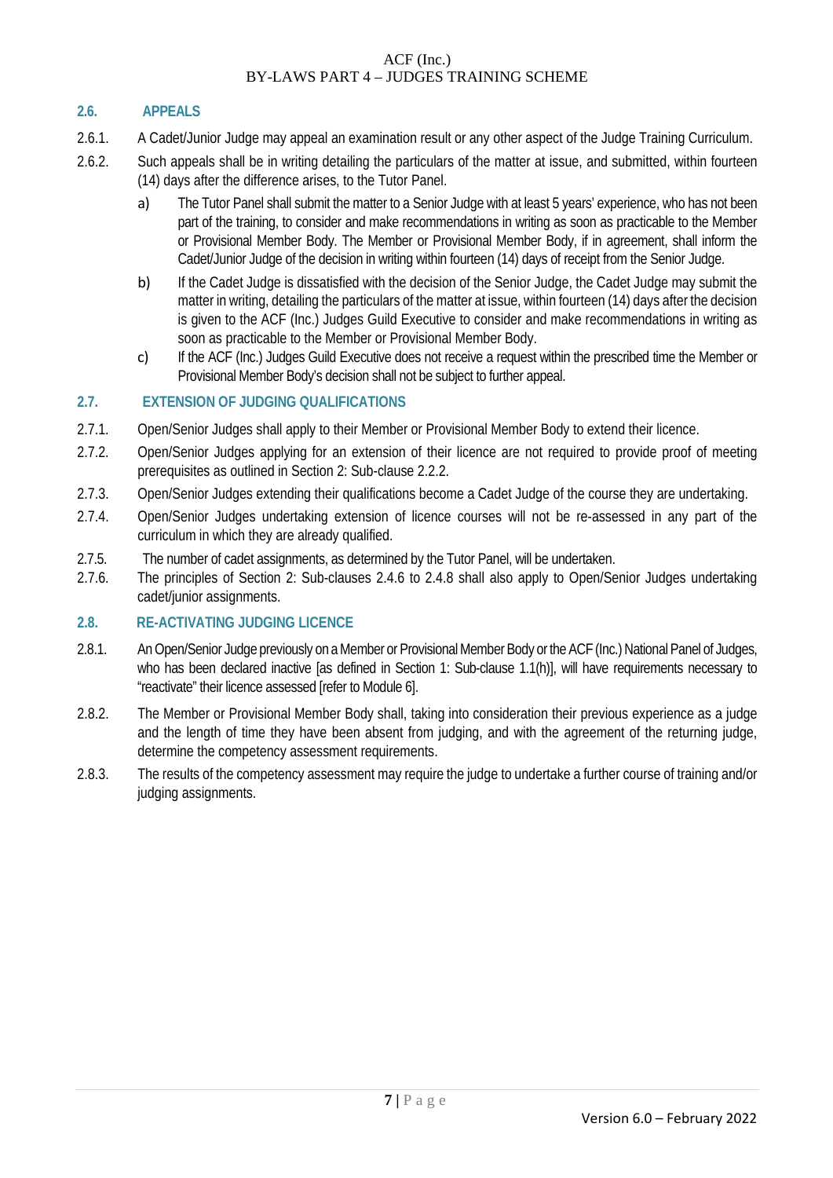## 2.6. APPEALS

2.6.1. A Cadet/Junior Judge may appeal an examination result or any other aspect of the Judge Training Curriculum.

2.6.2. Such appeals shall be in writing detailing the particulars of the matter at issue, and submitted, within fourteen (14) days after the difference arises, to the Tutor Panel.

a) The Tutor Panel shall submit the matter to a Senior Judge with at least 5 years' experience, who has not been part of the training, to consider and make recommendations in writing as soon as practicable to the Member or Provisional Member Body. The Member or Provisional Member Body, if in agreement, shall inform the Cadet/Junior Judge of the decision in writing within fourteen (14) days of receipt from the Senior Judge.

b) If the Cadet Judge is dissatisfied with the decision of the Senior Judge, the Cadet Judge may submit the matter in writing, detailing the particulars of the matter at issue, within fourteen (14) days after the decision is given to the ACF (Inc.) Judges Guild Executive to consider and make recommendations in writing as soon as practicable to the Member or Provisional Member Body.

c) If the ACF (Inc.) Judges Guild Executive does not receive a request within the prescribed time the Member or Provisional Member Body's decision shall not be subject to further appeal.

## 2.7. EXTENSION OF JUDGING QUALIFICATIONS

2.7.1. Open/Senior Judges shall apply to their Member or Provisional Member Body to extend their licence.

2.7.2. Open/Senior Judges applying for an extension of their licence are not required to provide proof of meeting prerequisites as outlined in Section 2: Sub-clause 2.2.2.

2.7.3. Open/Senior Judges extending their qualifications become a Cadet Judge of the course they are undertaking.

2.7.4. Open/Senior Judges undertaking extension of licence courses will not be re-assessed in any part of the curriculum in which they are already qualified.

2.7.5. The number of cadet assignments, as determined by the Tutor Panel, will be undertaken.

2.7.6. The principles of Section 2: Sub-clauses 2.4.6 to 2.4.8 shall also apply to Open/Senior Judges undertaking cadet/junior assignments.

## 2.8. RE-ACTIVATING JUDGING LICENCE

2.8.1. An Open/Senior Judge previously on a Member or Provisional Member Body or the ACF (Inc.) National Panel of Judges, who has been declared inactive [as defined in Section 1: Sub-clause 1.1(h)], will have requirements necessary to "reactivate" their licence assessed [refer to Module 6].

2.8.2. The Member or Provisional Member Body shall, taking into consideration their previous experience as a judge and the length of time they have been absent from judging, and with the agreement of the returning judge, determine the competency assessment requirements.

2.8.3. The results of the competency assessment may require the judge to undertake a further course of training and/or judging assignments.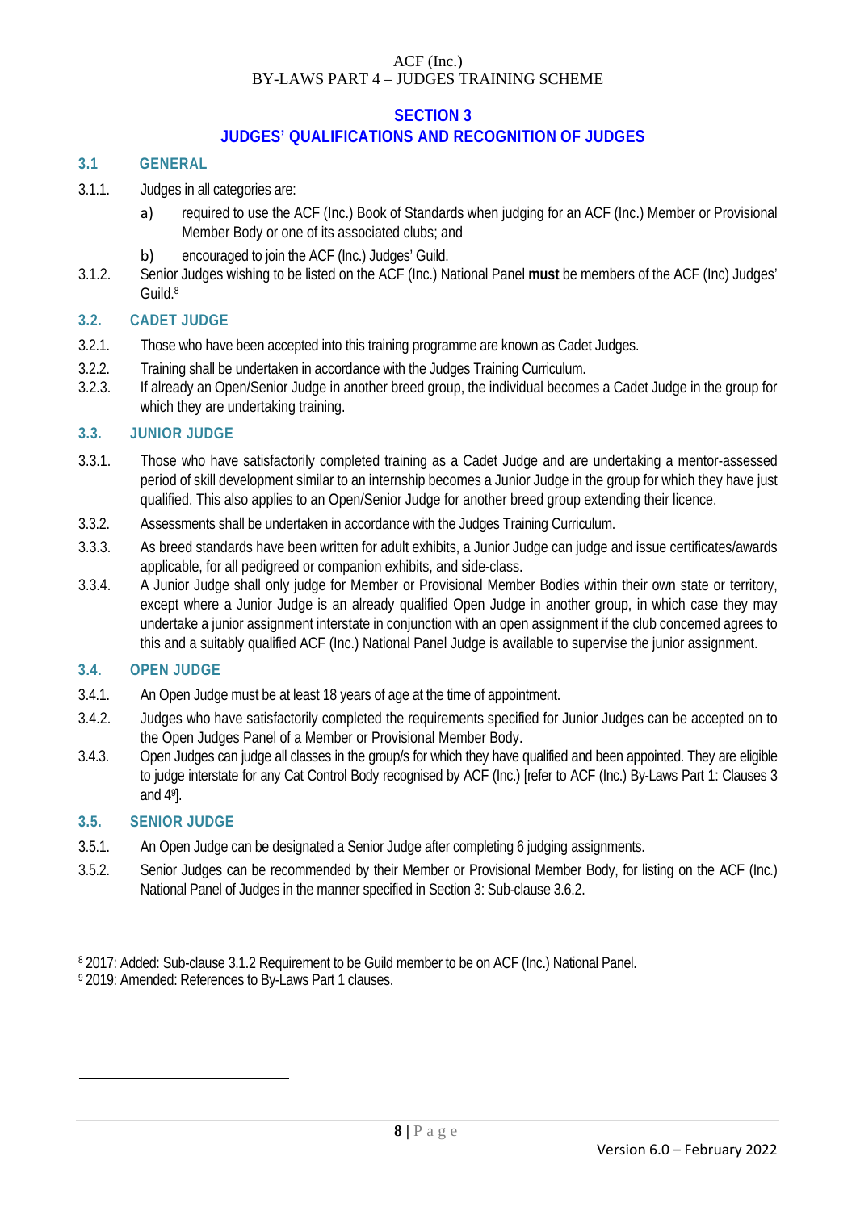## SECTION 3
## JUDGES' QUALIFICATIONS AND RECOGNITION OF JUDGES

### 3.1 GENERAL

3.1.1. Judges in all categories are:

a) required to use the ACF (Inc.) Book of Standards when judging for an ACF (Inc.) Member or Provisional Member Body or one of its associated clubs; and

b) encouraged to join the ACF (Inc.) Judges' Guild.

3.1.2. Senior Judges wishing to be listed on the ACF (Inc.) National Panel **must** be members of the ACF (Inc) Judges' Guild.[8]

### 3.2. CADET JUDGE

3.2.1. Those who have been accepted into this training programme are known as Cadet Judges.

3.2.2. Training shall be undertaken in accordance with the Judges Training Curriculum.

3.2.3. If already an Open/Senior Judge in another breed group, the individual becomes a Cadet Judge in the group for which they are undertaking training.

### 3.3. JUNIOR JUDGE

3.3.1. Those who have satisfactorily completed training as a Cadet Judge and are undertaking a mentor-assessed period of skill development similar to an internship becomes a Junior Judge in the group for which they have just qualified. This also applies to an Open/Senior Judge for another breed group extending their licence.

3.3.2. Assessments shall be undertaken in accordance with the Judges Training Curriculum.

3.3.3. As breed standards have been written for adult exhibits, a Junior Judge can judge and issue certificates/awards applicable, for all pedigreed or companion exhibits, and side-class.

3.3.4. A Junior Judge shall only judge for Member or Provisional Member Bodies within their own state or territory, except where a Junior Judge is an already qualified Open Judge in another group, in which case they may undertake a junior assignment interstate in conjunction with an open assignment if the club concerned agrees to this and a suitably qualified ACF (Inc.) National Panel Judge is available to supervise the junior assignment.

### 3.4. OPEN JUDGE

3.4.1. An Open Judge must be at least 18 years of age at the time of appointment.

3.4.2. Judges who have satisfactorily completed the requirements specified for Junior Judges can be accepted on to the Open Judges Panel of a Member or Provisional Member Body.

3.4.3. Open Judges can judge all classes in the group/s for which they have qualified and been appointed. They are eligible to judge interstate for any Cat Control Body recognised by ACF (Inc.) [refer to ACF (Inc.) By-Laws Part 1: Clauses 3 and 4[9]].

### 3.5. SENIOR JUDGE

3.5.1. An Open Judge can be designated a Senior Judge after completing 6 judging assignments.

3.5.2. Senior Judges can be recommended by their Member or Provisional Member Body, for listing on the ACF (Inc.) National Panel of Judges in the manner specified in Section 3: Sub-clause 3.6.2.

---

[8] 2017: Added: Sub-clause 3.1.2 Requirement to be Guild member to be on ACF (Inc.) National Panel.

[9] 2019: Amended: References to By-Laws Part 1 clauses.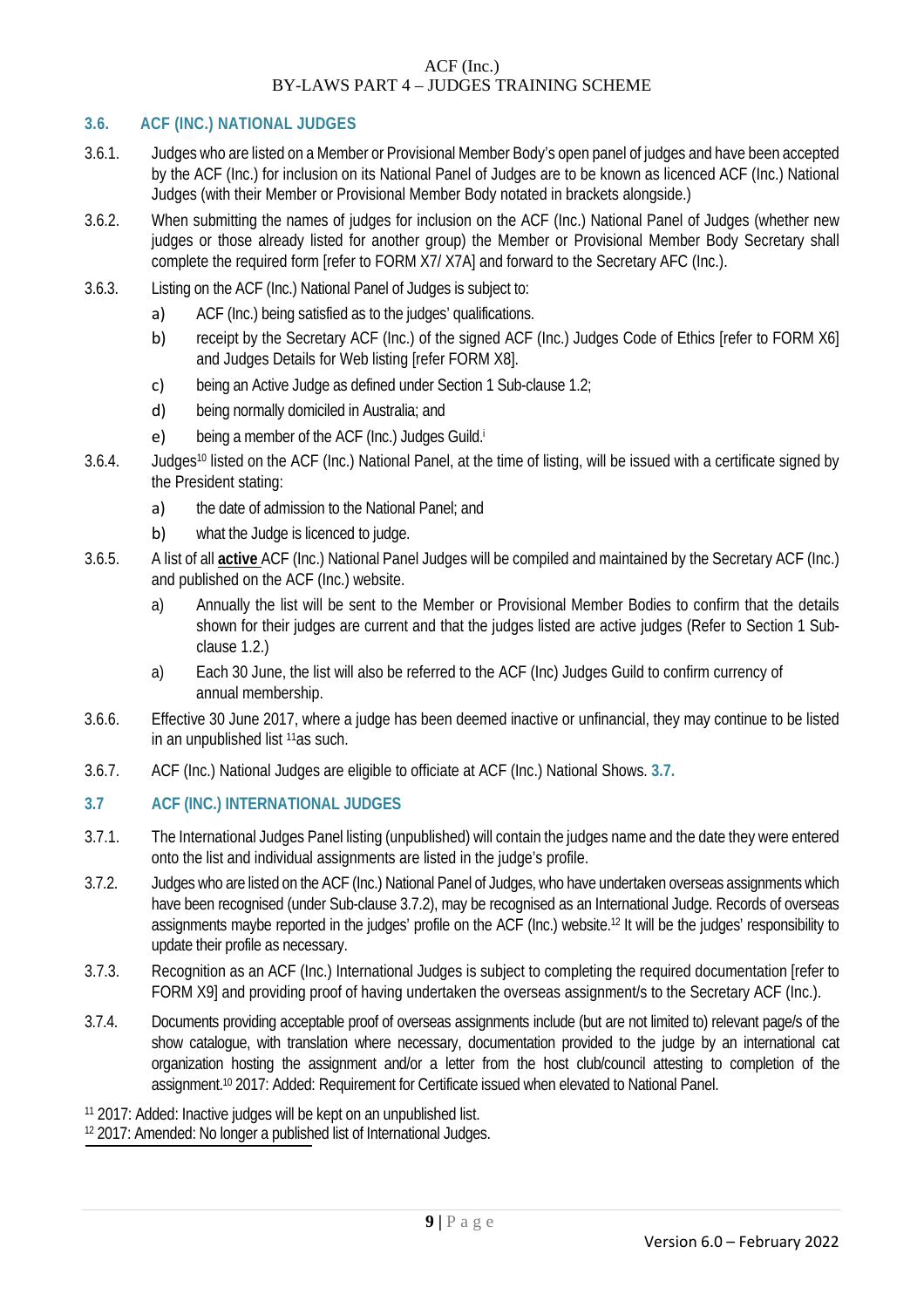### 3.6. ACF (INC.) NATIONAL JUDGES

3.6.1. Judges who are listed on a Member or Provisional Member Body's open panel of judges and have been accepted by the ACF (Inc.) for inclusion on its National Panel of Judges are to be known as licenced ACF (Inc.) National Judges (with their Member or Provisional Member Body notated in brackets alongside.)

3.6.2. When submitting the names of judges for inclusion on the ACF (Inc.) National Panel of Judges (whether new judges or those already listed for another group) the Member or Provisional Member Body Secretary shall complete the required form [refer to FORM X7/ X7A] and forward to the Secretary AFC (Inc.).

3.6.3. Listing on the ACF (Inc.) National Panel of Judges is subject to:

a) ACF (Inc.) being satisfied as to the judges' qualifications.

b) receipt by the Secretary ACF (Inc.) of the signed ACF (Inc.) Judges Code of Ethics [refer to FORM X6] and Judges Details for Web listing [refer FORM X8].

c) being an Active Judge as defined under Section 1 Sub-clause 1.2;

d) being normally domiciled in Australia; and

e) being a member of the ACF (Inc.) Judges Guild.[i]

3.6.4. Judges[10] listed on the ACF (Inc.) National Panel, at the time of listing, will be issued with a certificate signed by the President stating:

a) the date of admission to the National Panel; and

b) what the Judge is licenced to judge.

3.6.5. A list of all **active** ACF (Inc.) National Panel Judges will be compiled and maintained by the Secretary ACF (Inc.) and published on the ACF (Inc.) website.

a) Annually the list will be sent to the Member or Provisional Member Bodies to confirm that the details shown for their judges are current and that the judges listed are active judges (Refer to Section 1 Sub-clause 1.2.)

a) Each 30 June, the list will also be referred to the ACF (Inc) Judges Guild to confirm currency of annual membership.

3.6.6. Effective 30 June 2017, where a judge has been deemed inactive or unfinancial, they may continue to be listed in an unpublished list [11]as such.

3.6.7. ACF (Inc.) National Judges are eligible to officiate at ACF (Inc.) National Shows. **3.7.**

### 3.7 ACF (INC.) INTERNATIONAL JUDGES

3.7.1. The International Judges Panel listing (unpublished) will contain the judges name and the date they were entered onto the list and individual assignments are listed in the judge's profile.

3.7.2. Judges who are listed on the ACF (Inc.) National Panel of Judges, who have undertaken overseas assignments which have been recognised (under Sub-clause 3.7.2), may be recognised as an International Judge. Records of overseas assignments maybe reported in the judges' profile on the ACF (Inc.) website.[12] It will be the judges' responsibility to update their profile as necessary.

3.7.3. Recognition as an ACF (Inc.) International Judges is subject to completing the required documentation [refer to FORM X9] and providing proof of having undertaken the overseas assignment/s to the Secretary ACF (Inc.).

3.7.4. Documents providing acceptable proof of overseas assignments include (but are not limited to) relevant page/s of the show catalogue, with translation where necessary, documentation provided to the judge by an international cat organization hosting the assignment and/or a letter from the host club/council attesting to completion of the assignment.[10] 2017: Added: Requirement for Certificate issued when elevated to National Panel.

[11] 2017: Added: Inactive judges will be kept on an unpublished list.
[12] 2017: Amended: No longer a published list of International Judges.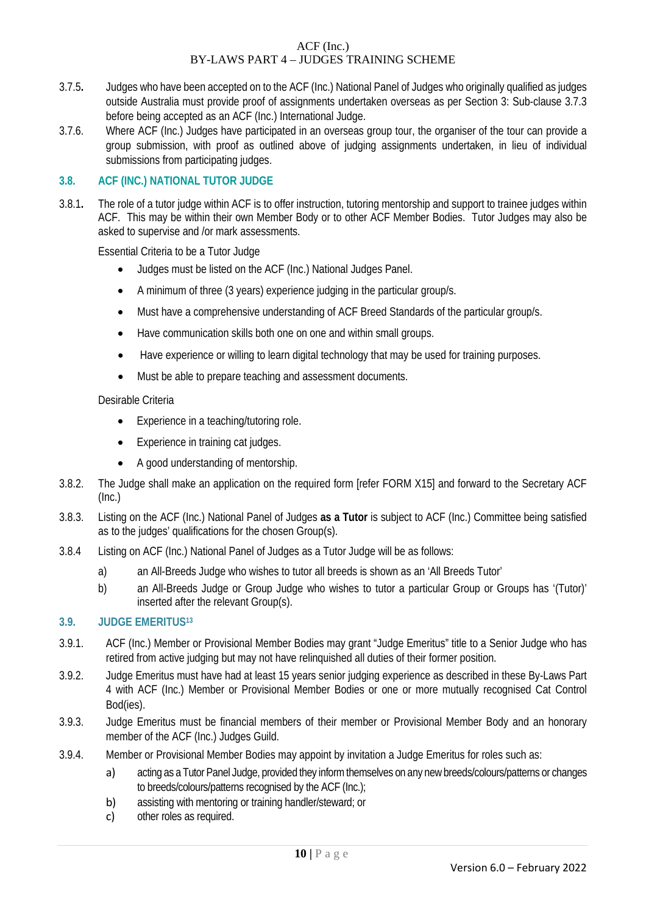3.7.5. Judges who have been accepted on to the ACF (Inc.) National Panel of Judges who originally qualified as judges outside Australia must provide proof of assignments undertaken overseas as per Section 3: Sub-clause 3.7.3 before being accepted as an ACF (Inc.) International Judge.

3.7.6. Where ACF (Inc.) Judges have participated in an overseas group tour, the organiser of the tour can provide a group submission, with proof as outlined above of judging assignments undertaken, in lieu of individual submissions from participating judges.

### 3.8. ACF (INC.) NATIONAL TUTOR JUDGE

3.8.1. The role of a tutor judge within ACF is to offer instruction, tutoring mentorship and support to trainee judges within ACF. This may be within their own Member Body or to other ACF Member Bodies. Tutor Judges may also be asked to supervise and /or mark assessments.

Essential Criteria to be a Tutor Judge

- Judges must be listed on the ACF (Inc.) National Judges Panel.
- A minimum of three (3 years) experience judging in the particular group/s.
- Must have a comprehensive understanding of ACF Breed Standards of the particular group/s.
- Have communication skills both one on one and within small groups.
- Have experience or willing to learn digital technology that may be used for training purposes.
- Must be able to prepare teaching and assessment documents.

Desirable Criteria

- Experience in a teaching/tutoring role.
- Experience in training cat judges.
- A good understanding of mentorship.

3.8.2. The Judge shall make an application on the required form [refer FORM X15] and forward to the Secretary ACF (Inc.)

3.8.3. Listing on the ACF (Inc.) National Panel of Judges **as a Tutor** is subject to ACF (Inc.) Committee being satisfied as to the judges' qualifications for the chosen Group(s).

3.8.4 Listing on ACF (Inc.) National Panel of Judges as a Tutor Judge will be as follows:

a) an All-Breeds Judge who wishes to tutor all breeds is shown as an 'All Breeds Tutor'

b) an All-Breeds Judge or Group Judge who wishes to tutor a particular Group or Groups has '(Tutor)' inserted after the relevant Group(s).

### 3.9. JUDGE EMERITUS[13]

3.9.1. ACF (Inc.) Member or Provisional Member Bodies may grant "Judge Emeritus" title to a Senior Judge who has retired from active judging but may not have relinquished all duties of their former position.

3.9.2. Judge Emeritus must have had at least 15 years senior judging experience as described in these By-Laws Part 4 with ACF (Inc.) Member or Provisional Member Bodies or one or more mutually recognised Cat Control Bod(ies).

3.9.3. Judge Emeritus must be financial members of their member or Provisional Member Body and an honorary member of the ACF (Inc.) Judges Guild.

3.9.4. Member or Provisional Member Bodies may appoint by invitation a Judge Emeritus for roles such as:

a) acting as a Tutor Panel Judge, provided they inform themselves on any new breeds/colours/patterns or changes to breeds/colours/patterns recognised by the ACF (Inc.);

b) assisting with mentoring or training handler/steward; or

c) other roles as required.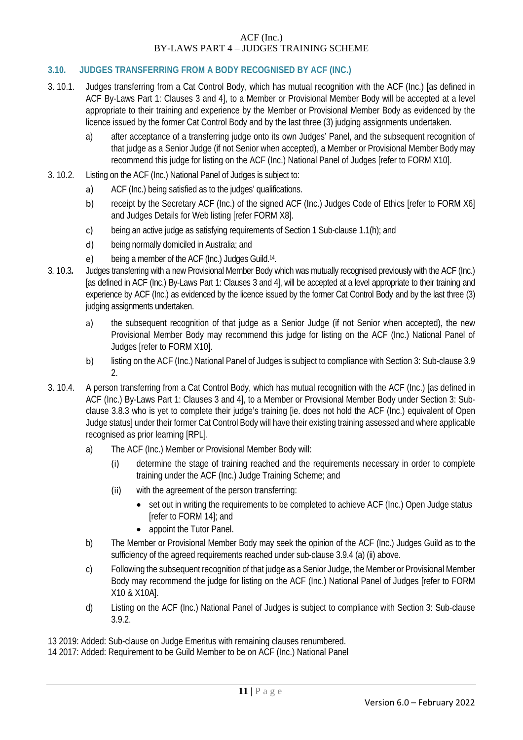### 3.10. JUDGES TRANSFERRING FROM A BODY RECOGNISED BY ACF (INC.)

3. 10.1. Judges transferring from a Cat Control Body, which has mutual recognition with the ACF (Inc.) [as defined in ACF By-Laws Part 1: Clauses 3 and 4], to a Member or Provisional Member Body will be accepted at a level appropriate to their training and experience by the Member or Provisional Member Body as evidenced by the licence issued by the former Cat Control Body and by the last three (3) judging assignments undertaken.

a) after acceptance of a transferring judge onto its own Judges' Panel, and the subsequent recognition of that judge as a Senior Judge (if not Senior when accepted), a Member or Provisional Member Body may recommend this judge for listing on the ACF (Inc.) National Panel of Judges [refer to FORM X10].

3. 10.2. Listing on the ACF (Inc.) National Panel of Judges is subject to:

a) ACF (Inc.) being satisfied as to the judges' qualifications.

b) receipt by the Secretary ACF (Inc.) of the signed ACF (Inc.) Judges Code of Ethics [refer to FORM X6] and Judges Details for Web listing [refer FORM X8].

c) being an active judge as satisfying requirements of Section 1 Sub-clause 1.1(h); and

d) being normally domiciled in Australia; and

e) being a member of the ACF (Inc.) Judges Guild.[14].

3. 10.3**.** Judges transferring with a new Provisional Member Body which was mutually recognised previously with the ACF (Inc.) [as defined in ACF (Inc.) By-Laws Part 1: Clauses 3 and 4], will be accepted at a level appropriate to their training and experience by ACF (Inc.) as evidenced by the licence issued by the former Cat Control Body and by the last three (3) judging assignments undertaken.

a) the subsequent recognition of that judge as a Senior Judge (if not Senior when accepted), the new Provisional Member Body may recommend this judge for listing on the ACF (Inc.) National Panel of Judges [refer to FORM X10].

b) listing on the ACF (Inc.) National Panel of Judges is subject to compliance with Section 3: Sub-clause 3.9 2.

3. 10.4. A person transferring from a Cat Control Body, which has mutual recognition with the ACF (Inc.) [as defined in ACF (Inc.) By-Laws Part 1: Clauses 3 and 4], to a Member or Provisional Member Body under Section 3: Sub-clause 3.8.3 who is yet to complete their judge's training [ie. does not hold the ACF (Inc.) equivalent of Open Judge status] under their former Cat Control Body will have their existing training assessed and where applicable recognised as prior learning [RPL].

a) The ACF (Inc.) Member or Provisional Member Body will:

  (i) determine the stage of training reached and the requirements necessary in order to complete training under the ACF (Inc.) Judge Training Scheme; and

  (ii) with the agreement of the person transferring:

  - set out in writing the requirements to be completed to achieve ACF (Inc.) Open Judge status [refer to FORM 14]; and
  - appoint the Tutor Panel.

b) The Member or Provisional Member Body may seek the opinion of the ACF (Inc.) Judges Guild as to the sufficiency of the agreed requirements reached under sub-clause 3.9.4 (a) (ii) above.

c) Following the subsequent recognition of that judge as a Senior Judge, the Member or Provisional Member Body may recommend the judge for listing on the ACF (Inc.) National Panel of Judges [refer to FORM X10 & X10A].

d) Listing on the ACF (Inc.) National Panel of Judges is subject to compliance with Section 3: Sub-clause 3.9.2.

13 2019: Added: Sub-clause on Judge Emeritus with remaining clauses renumbered.
14 2017: Added: Requirement to be Guild Member to be on ACF (Inc.) National Panel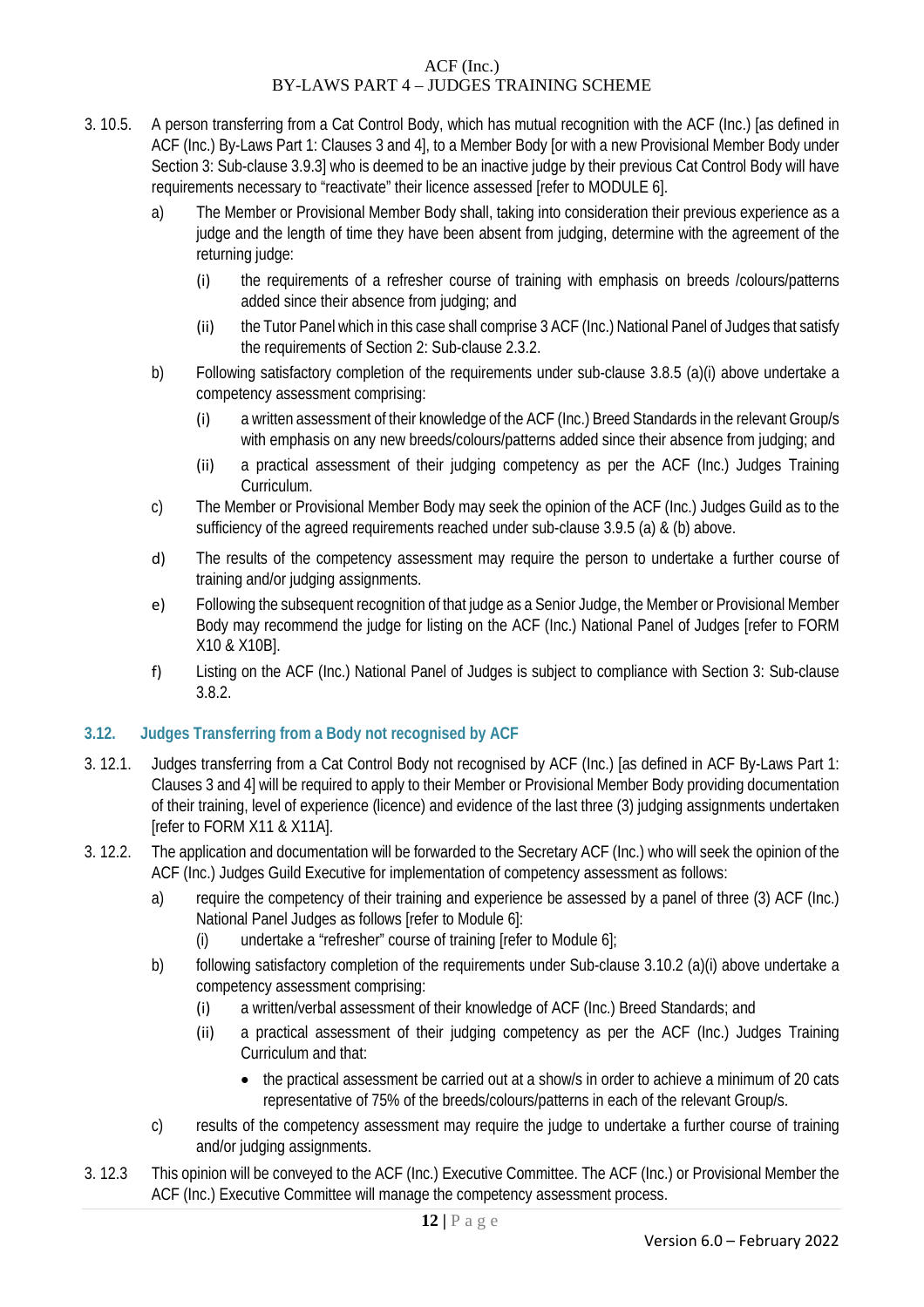3. 10.5. A person transferring from a Cat Control Body, which has mutual recognition with the ACF (Inc.) [as defined in ACF (Inc.) By-Laws Part 1: Clauses 3 and 4], to a Member Body [or with a new Provisional Member Body under Section 3: Sub-clause 3.9.3] who is deemed to be an inactive judge by their previous Cat Control Body will have requirements necessary to "reactivate" their licence assessed [refer to MODULE 6].

- a) The Member or Provisional Member Body shall, taking into consideration their previous experience as a judge and the length of time they have been absent from judging, determine with the agreement of the returning judge:
  - (i) the requirements of a refresher course of training with emphasis on breeds /colours/patterns added since their absence from judging; and
  - (ii) the Tutor Panel which in this case shall comprise 3 ACF (Inc.) National Panel of Judges that satisfy the requirements of Section 2: Sub-clause 2.3.2.
- b) Following satisfactory completion of the requirements under sub-clause 3.8.5 (a)(i) above undertake a competency assessment comprising:
  - (i) a written assessment of their knowledge of the ACF (Inc.) Breed Standards in the relevant Group/s with emphasis on any new breeds/colours/patterns added since their absence from judging; and
  - (ii) a practical assessment of their judging competency as per the ACF (Inc.) Judges Training Curriculum.
- c) The Member or Provisional Member Body may seek the opinion of the ACF (Inc.) Judges Guild as to the sufficiency of the agreed requirements reached under sub-clause 3.9.5 (a) & (b) above.
- d) The results of the competency assessment may require the person to undertake a further course of training and/or judging assignments.
- e) Following the subsequent recognition of that judge as a Senior Judge, the Member or Provisional Member Body may recommend the judge for listing on the ACF (Inc.) National Panel of Judges [refer to FORM X10 & X10B].
- f) Listing on the ACF (Inc.) National Panel of Judges is subject to compliance with Section 3: Sub-clause 3.8.2.

### 3.12. Judges Transferring from a Body not recognised by ACF

3. 12.1. Judges transferring from a Cat Control Body not recognised by ACF (Inc.) [as defined in ACF By-Laws Part 1: Clauses 3 and 4] will be required to apply to their Member or Provisional Member Body providing documentation of their training, level of experience (licence) and evidence of the last three (3) judging assignments undertaken [refer to FORM X11 & X11A].

3. 12.2. The application and documentation will be forwarded to the Secretary ACF (Inc.) who will seek the opinion of the ACF (Inc.) Judges Guild Executive for implementation of competency assessment as follows:

- a) require the competency of their training and experience be assessed by a panel of three (3) ACF (Inc.) National Panel Judges as follows [refer to Module 6]:
  - (i) undertake a "refresher" course of training [refer to Module 6];
- b) following satisfactory completion of the requirements under Sub-clause 3.10.2 (a)(i) above undertake a competency assessment comprising:
  - (i) a written/verbal assessment of their knowledge of ACF (Inc.) Breed Standards; and
  - (ii) a practical assessment of their judging competency as per the ACF (Inc.) Judges Training Curriculum and that:
    - the practical assessment be carried out at a show/s in order to achieve a minimum of 20 cats representative of 75% of the breeds/colours/patterns in each of the relevant Group/s.
- c) results of the competency assessment may require the judge to undertake a further course of training and/or judging assignments.

3. 12.3 This opinion will be conveyed to the ACF (Inc.) Executive Committee. The ACF (Inc.) or Provisional Member the ACF (Inc.) Executive Committee will manage the competency assessment process.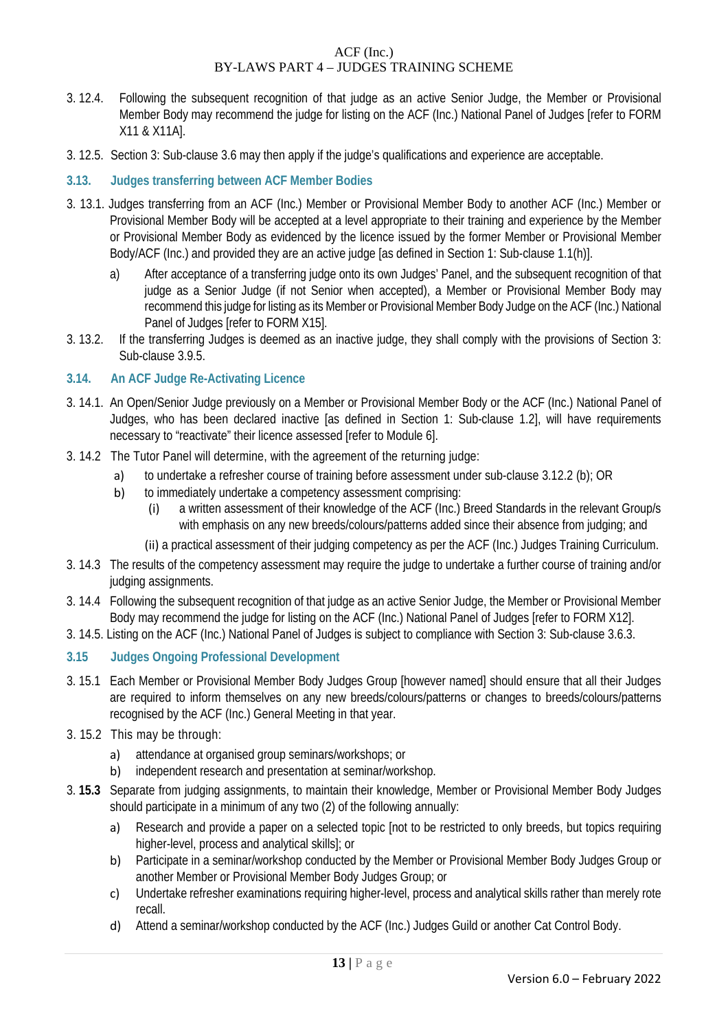3. 12.4. Following the subsequent recognition of that judge as an active Senior Judge, the Member or Provisional Member Body may recommend the judge for listing on the ACF (Inc.) National Panel of Judges [refer to FORM X11 & X11A].

3. 12.5. Section 3: Sub-clause 3.6 may then apply if the judge's qualifications and experience are acceptable.

### 3.13. Judges transferring between ACF Member Bodies

3. 13.1. Judges transferring from an ACF (Inc.) Member or Provisional Member Body to another ACF (Inc.) Member or Provisional Member Body will be accepted at a level appropriate to their training and experience by the Member or Provisional Member Body as evidenced by the licence issued by the former Member or Provisional Member Body/ACF (Inc.) and provided they are an active judge [as defined in Section 1: Sub-clause 1.1(h)].

a) After acceptance of a transferring judge onto its own Judges' Panel, and the subsequent recognition of that judge as a Senior Judge (if not Senior when accepted), a Member or Provisional Member Body may recommend this judge for listing as its Member or Provisional Member Body Judge on the ACF (Inc.) National Panel of Judges [refer to FORM X15].

3. 13.2. If the transferring Judges is deemed as an inactive judge, they shall comply with the provisions of Section 3: Sub-clause 3.9.5.

### 3.14. An ACF Judge Re-Activating Licence

3. 14.1. An Open/Senior Judge previously on a Member or Provisional Member Body or the ACF (Inc.) National Panel of Judges, who has been declared inactive [as defined in Section 1: Sub-clause 1.2], will have requirements necessary to "reactivate" their licence assessed [refer to Module 6].

3. 14.2 The Tutor Panel will determine, with the agreement of the returning judge:

a) to undertake a refresher course of training before assessment under sub-clause 3.12.2 (b); OR
b) to immediately undertake a competency assessment comprising:
   (i) a written assessment of their knowledge of the ACF (Inc.) Breed Standards in the relevant Group/s with emphasis on any new breeds/colours/patterns added since their absence from judging; and
   (ii) a practical assessment of their judging competency as per the ACF (Inc.) Judges Training Curriculum.

3. 14.3 The results of the competency assessment may require the judge to undertake a further course of training and/or judging assignments.

3. 14.4 Following the subsequent recognition of that judge as an active Senior Judge, the Member or Provisional Member Body may recommend the judge for listing on the ACF (Inc.) National Panel of Judges [refer to FORM X12].

3. 14.5. Listing on the ACF (Inc.) National Panel of Judges is subject to compliance with Section 3: Sub-clause 3.6.3.

### 3.15 Judges Ongoing Professional Development

3. 15.1 Each Member or Provisional Member Body Judges Group [however named] should ensure that all their Judges are required to inform themselves on any new breeds/colours/patterns or changes to breeds/colours/patterns recognised by the ACF (Inc.) General Meeting in that year.

3. 15.2 This may be through:

a) attendance at organised group seminars/workshops; or
b) independent research and presentation at seminar/workshop.

3. **15.3** Separate from judging assignments, to maintain their knowledge, Member or Provisional Member Body Judges should participate in a minimum of any two (2) of the following annually:

a) Research and provide a paper on a selected topic [not to be restricted to only breeds, but topics requiring higher-level, process and analytical skills]; or
b) Participate in a seminar/workshop conducted by the Member or Provisional Member Body Judges Group or another Member or Provisional Member Body Judges Group; or
c) Undertake refresher examinations requiring higher-level, process and analytical skills rather than merely rote recall.
d) Attend a seminar/workshop conducted by the ACF (Inc.) Judges Guild or another Cat Control Body.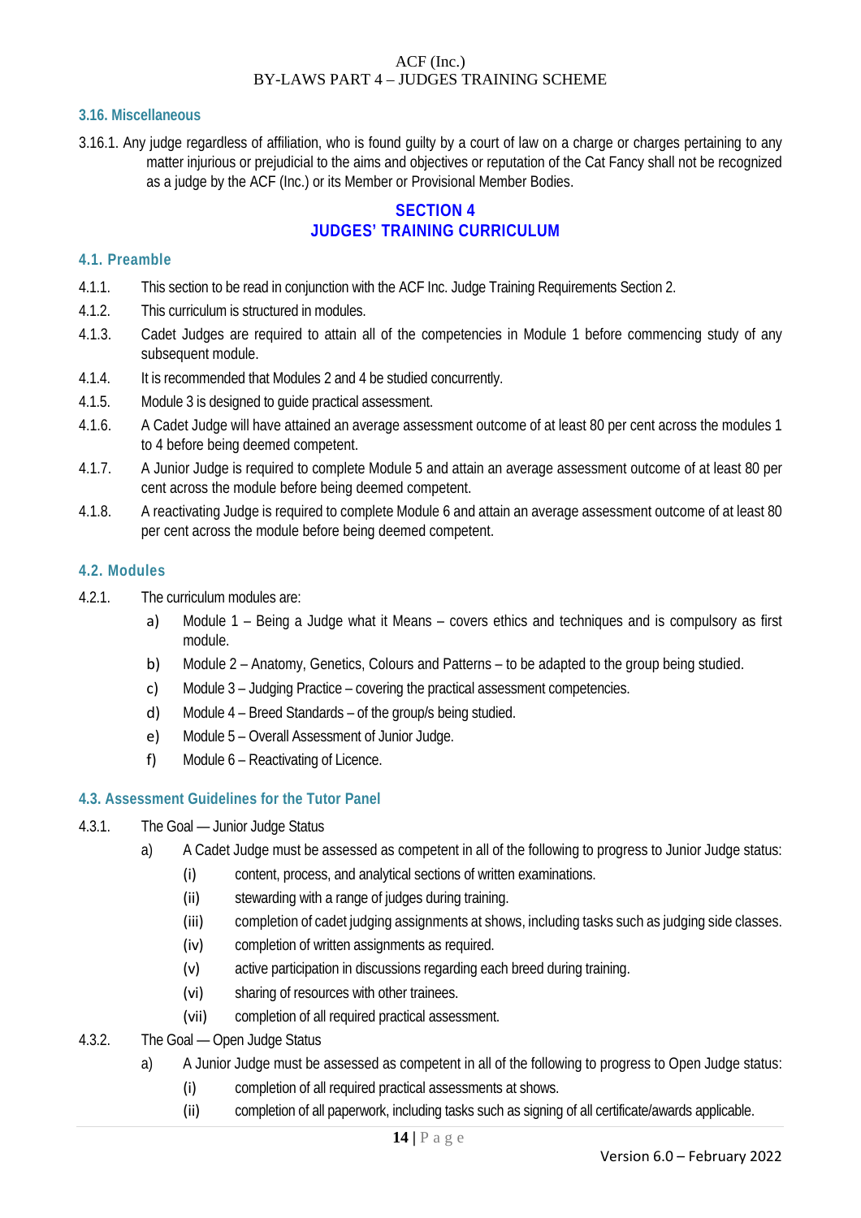### 3.16. Miscellaneous

3.16.1. Any judge regardless of affiliation, who is found guilty by a court of law on a charge or charges pertaining to any matter injurious or prejudicial to the aims and objectives or reputation of the Cat Fancy shall not be recognized as a judge by the ACF (Inc.) or its Member or Provisional Member Bodies.

## SECTION 4
## JUDGES' TRAINING CURRICULUM

### 4.1. Preamble

4.1.1. This section to be read in conjunction with the ACF Inc. Judge Training Requirements Section 2.

4.1.2. This curriculum is structured in modules.

4.1.3. Cadet Judges are required to attain all of the competencies in Module 1 before commencing study of any subsequent module.

4.1.4. It is recommended that Modules 2 and 4 be studied concurrently.

4.1.5. Module 3 is designed to guide practical assessment.

4.1.6. A Cadet Judge will have attained an average assessment outcome of at least 80 per cent across the modules 1 to 4 before being deemed competent.

4.1.7. A Junior Judge is required to complete Module 5 and attain an average assessment outcome of at least 80 per cent across the module before being deemed competent.

4.1.8. A reactivating Judge is required to complete Module 6 and attain an average assessment outcome of at least 80 per cent across the module before being deemed competent.

### 4.2. Modules

4.2.1. The curriculum modules are:

a) Module 1 – Being a Judge what it Means – covers ethics and techniques and is compulsory as first module.

b) Module 2 – Anatomy, Genetics, Colours and Patterns – to be adapted to the group being studied.

c) Module 3 – Judging Practice – covering the practical assessment competencies.

d) Module 4 – Breed Standards – of the group/s being studied.

e) Module 5 – Overall Assessment of Junior Judge.

f) Module 6 – Reactivating of Licence.

### 4.3. Assessment Guidelines for the Tutor Panel

4.3.1. The Goal — Junior Judge Status

a) A Cadet Judge must be assessed as competent in all of the following to progress to Junior Judge status:

(i) content, process, and analytical sections of written examinations.

(ii) stewarding with a range of judges during training.

(iii) completion of cadet judging assignments at shows, including tasks such as judging side classes.

(iv) completion of written assignments as required.

(v) active participation in discussions regarding each breed during training.

(vi) sharing of resources with other trainees.

(vii) completion of all required practical assessment.

4.3.2. The Goal — Open Judge Status

a) A Junior Judge must be assessed as competent in all of the following to progress to Open Judge status:

(i) completion of all required practical assessments at shows.

(ii) completion of all paperwork, including tasks such as signing of all certificate/awards applicable.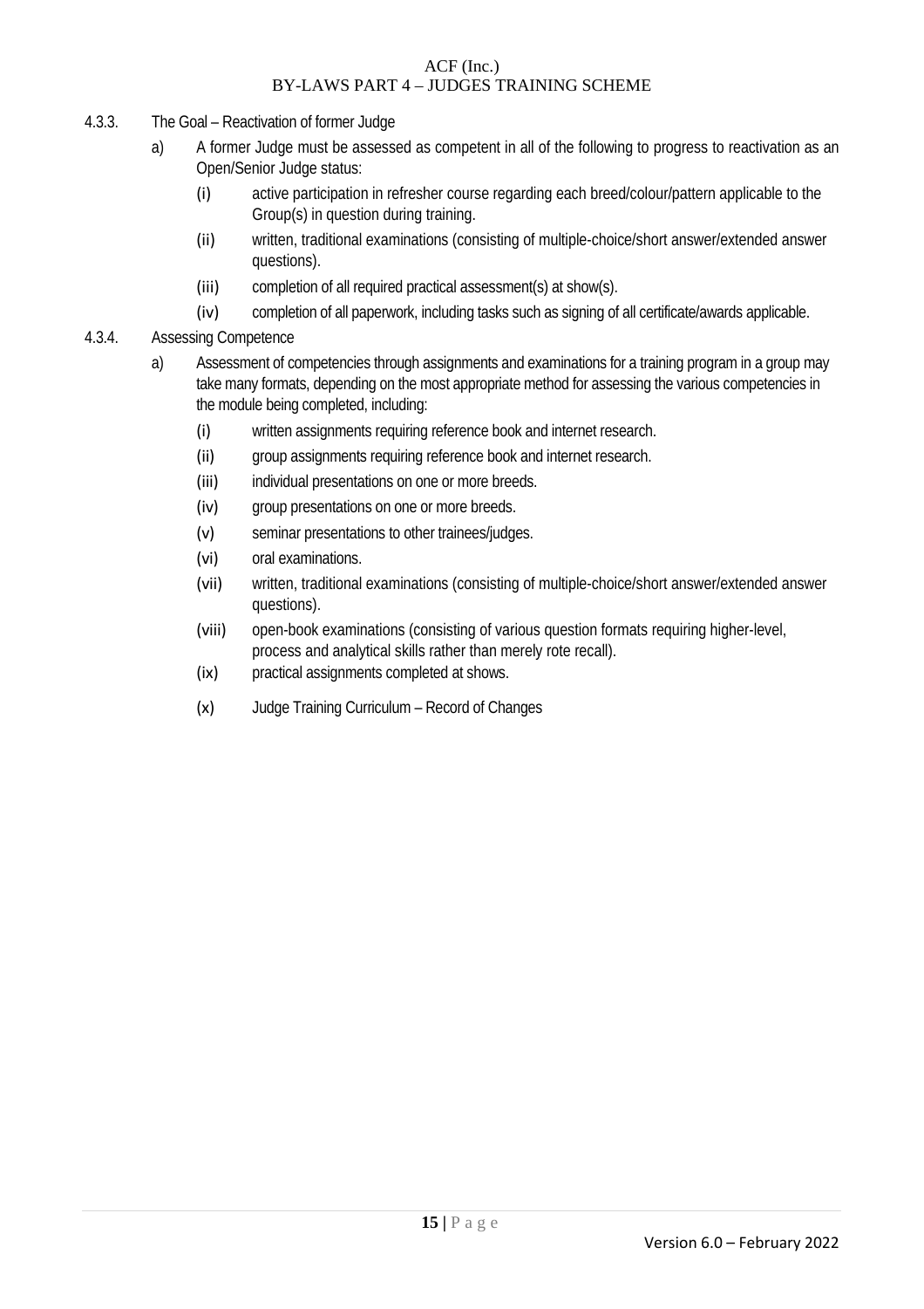### 4.3.3. The Goal – Reactivation of former Judge

a) A former Judge must be assessed as competent in all of the following to progress to reactivation as an Open/Senior Judge status:

   (i) active participation in refresher course regarding each breed/colour/pattern applicable to the Group(s) in question during training.

   (ii) written, traditional examinations (consisting of multiple-choice/short answer/extended answer questions).

   (iii) completion of all required practical assessment(s) at show(s).

   (iv) completion of all paperwork, including tasks such as signing of all certificate/awards applicable.

### 4.3.4. Assessing Competence

a) Assessment of competencies through assignments and examinations for a training program in a group may take many formats, depending on the most appropriate method for assessing the various competencies in the module being completed, including:

   (i) written assignments requiring reference book and internet research.

   (ii) group assignments requiring reference book and internet research.

   (iii) individual presentations on one or more breeds.

   (iv) group presentations on one or more breeds.

   (v) seminar presentations to other trainees/judges.

   (vi) oral examinations.

   (vii) written, traditional examinations (consisting of multiple-choice/short answer/extended answer questions).

   (viii) open-book examinations (consisting of various question formats requiring higher-level, process and analytical skills rather than merely rote recall).

   (ix) practical assignments completed at shows.

   (x) Judge Training Curriculum – Record of Changes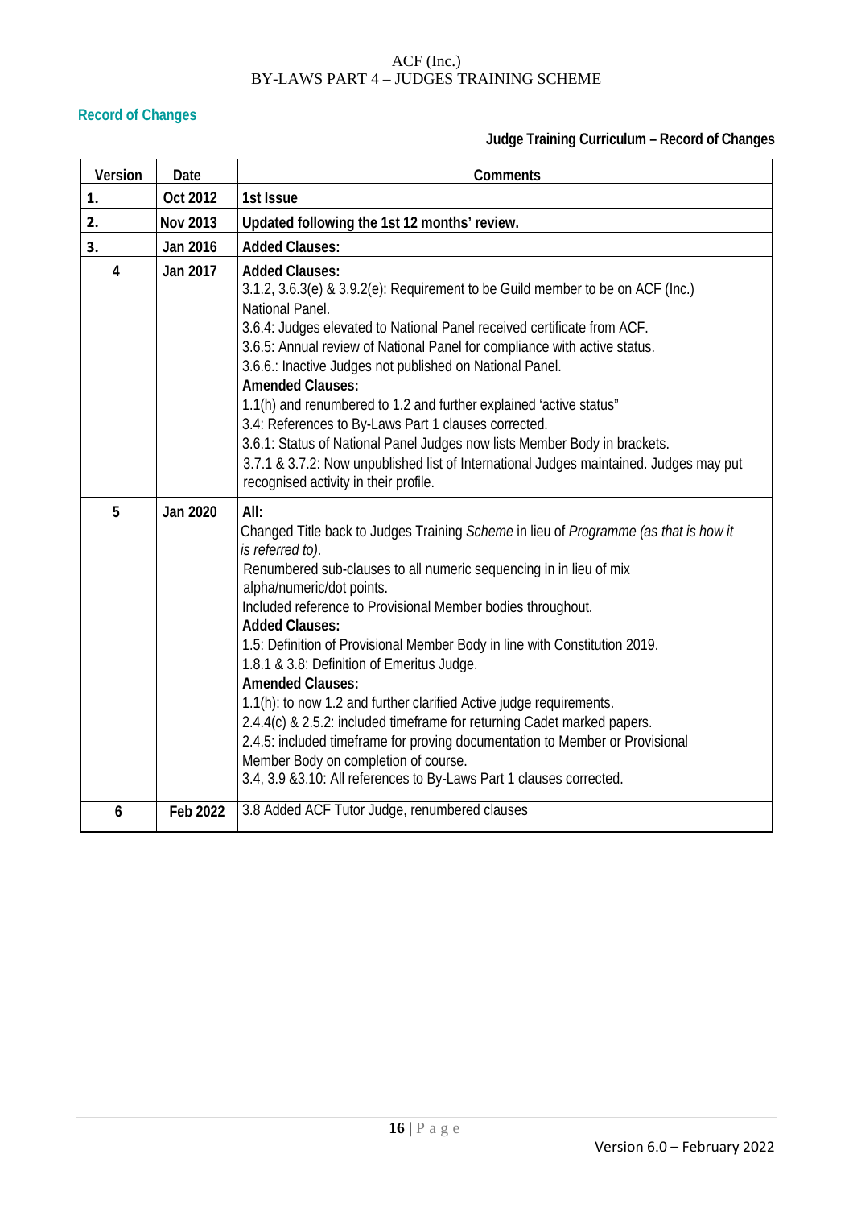## Record of Changes

**Judge Training Curriculum – Record of Changes**

| Version | Date | Comments |
|---|---|---|
| 1. | Oct 2012 | 1st Issue |
| 2. | Nov 2013 | Updated following the 1st 12 months' review. |
| 3. | Jan 2016 | Added Clauses: |
| 4 | Jan 2017 | **Added Clauses:**<br>3.1.2, 3.6.3(e) & 3.9.2(e): Requirement to be Guild member to be on ACF (Inc.) National Panel.<br>3.6.4: Judges elevated to National Panel received certificate from ACF.<br>3.6.5: Annual review of National Panel for compliance with active status.<br>3.6.6.: Inactive Judges not published on National Panel.<br>**Amended Clauses:**<br>1.1(h) and renumbered to 1.2 and further explained 'active status"<br>3.4: References to By-Laws Part 1 clauses corrected.<br>3.6.1: Status of National Panel Judges now lists Member Body in brackets.<br>3.7.1 & 3.7.2: Now unpublished list of International Judges maintained. Judges may put recognised activity in their profile. |
| 5 | Jan 2020 | **All:**<br>Changed Title back to Judges Training *Scheme* in lieu of *Programme (as that is how it is referred to)*.<br>Renumbered sub-clauses to all numeric sequencing in in lieu of mix alpha/numeric/dot points.<br>Included reference to Provisional Member bodies throughout.<br>**Added Clauses:**<br>1.5: Definition of Provisional Member Body in line with Constitution 2019.<br>1.8.1 & 3.8: Definition of Emeritus Judge.<br>**Amended Clauses:**<br>1.1(h): to now 1.2 and further clarified Active judge requirements.<br>2.4.4(c) & 2.5.2: included timeframe for returning Cadet marked papers.<br>2.4.5: included timeframe for proving documentation to Member or Provisional Member Body on completion of course.<br>3.4, 3.9 &3.10: All references to By-Laws Part 1 clauses corrected. |
| 6 | Feb 2022 | 3.8 Added ACF Tutor Judge, renumbered clauses |